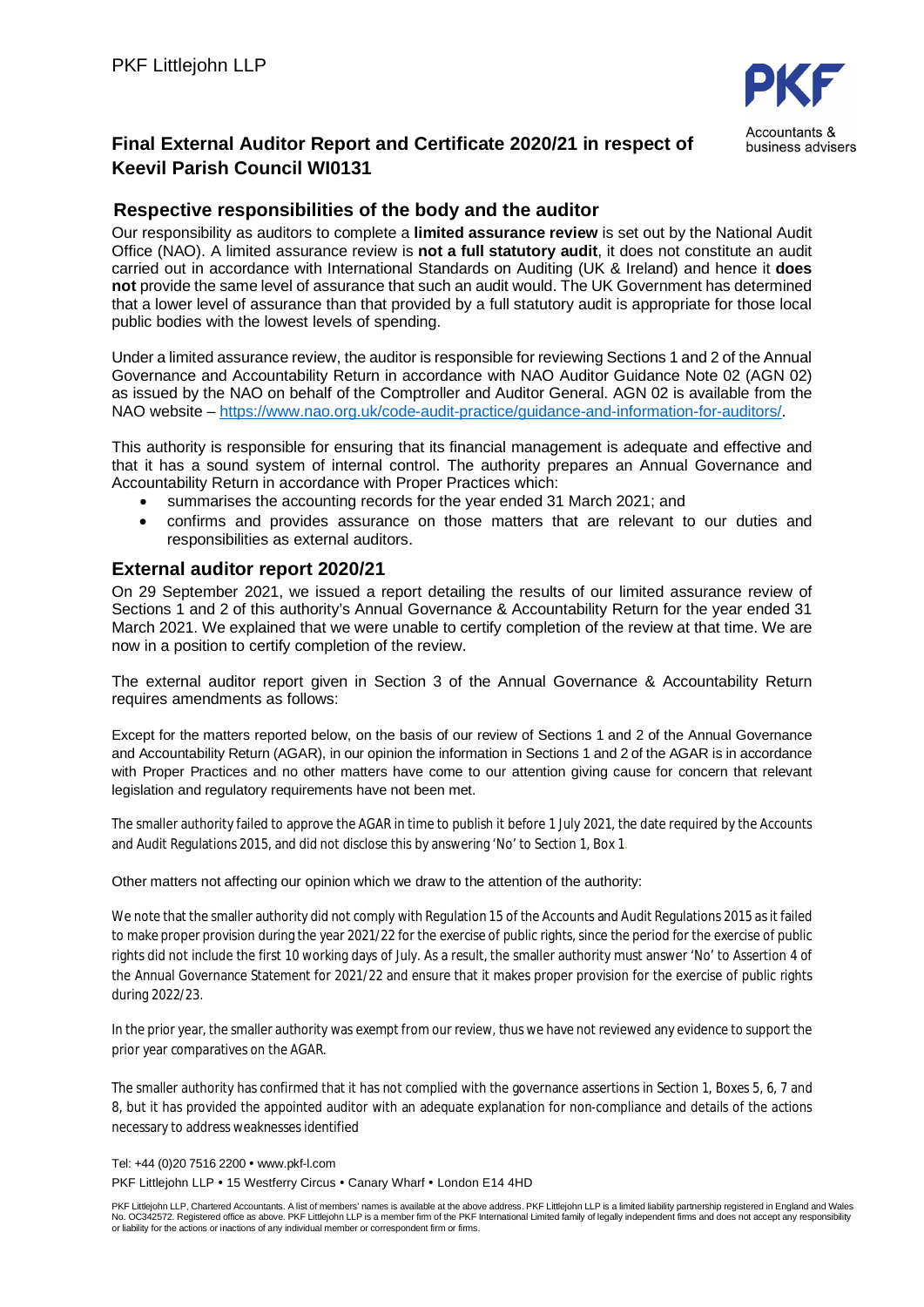PKF Littlejohn LLP

PKF
Accountants & business advisers

# Final External Auditor Report and Certificate 2020/21 in respect of Keevil Parish Council WI0131

## Respective responsibilities of the body and the auditor

Our responsibility as auditors to complete a **limited assurance review** is set out by the National Audit Office (NAO). A limited assurance review is **not a full statutory audit**, it does not constitute an audit carried out in accordance with International Standards on Auditing (UK & Ireland) and hence it **does not** provide the same level of assurance that such an audit would. The UK Government has determined that a lower level of assurance than that provided by a full statutory audit is appropriate for those local public bodies with the lowest levels of spending.

Under a limited assurance review, the auditor is responsible for reviewing Sections 1 and 2 of the Annual Governance and Accountability Return in accordance with NAO Auditor Guidance Note 02 (AGN 02) as issued by the NAO on behalf of the Comptroller and Auditor General. AGN 02 is available from the NAO website – https://www.nao.org.uk/code-audit-practice/guidance-and-information-for-auditors/.

This authority is responsible for ensuring that its financial management is adequate and effective and that it has a sound system of internal control. The authority prepares an Annual Governance and Accountability Return in accordance with Proper Practices which:

- summarises the accounting records for the year ended 31 March 2021; and
- confirms and provides assurance on those matters that are relevant to our duties and responsibilities as external auditors.

## External auditor report 2020/21

On 29 September 2021, we issued a report detailing the results of our limited assurance review of Sections 1 and 2 of this authority's Annual Governance & Accountability Return for the year ended 31 March 2021. We explained that we were unable to certify completion of the review at that time. We are now in a position to certify completion of the review.

The external auditor report given in Section 3 of the Annual Governance & Accountability Return requires amendments as follows:

Except for the matters reported below, on the basis of our review of Sections 1 and 2 of the Annual Governance and Accountability Return (AGAR), in our opinion the information in Sections 1 and 2 of the AGAR is in accordance with Proper Practices and no other matters have come to our attention giving cause for concern that relevant legislation and regulatory requirements have not been met.

The smaller authority failed to approve the AGAR in time to publish it before 1 July 2021, the date required by the Accounts and Audit Regulations 2015, and did not disclose this by answering 'No' to Section 1, Box 1.

Other matters not affecting our opinion which we draw to the attention of the authority:

We note that the smaller authority did not comply with Regulation 15 of the Accounts and Audit Regulations 2015 as it failed to make proper provision during the year 2021/22 for the exercise of public rights, since the period for the exercise of public rights did not include the first 10 working days of July. As a result, the smaller authority must answer 'No' to Assertion 4 of the Annual Governance Statement for 2021/22 and ensure that it makes proper provision for the exercise of public rights during 2022/23.

In the prior year, the smaller authority was exempt from our review, thus we have not reviewed any evidence to support the prior year comparatives on the AGAR.

The smaller authority has confirmed that it has not complied with the governance assertions in Section 1, Boxes 5, 6, 7 and 8, but it has provided the appointed auditor with an adequate explanation for non-compliance and details of the actions necessary to address weaknesses identified

Tel: +44 (0)20 7516 2200 • www.pkf-l.com

PKF Littlejohn LLP • 15 Westferry Circus • Canary Wharf • London E14 4HD

PKF Littlejohn LLP, Chartered Accountants. A list of members' names is available at the above address. PKF Littlejohn LLP is a limited liability partnership registered in England and Wales No. OC342572. Registered office as above. PKF Littlejohn LLP is a member firm of the PKF International Limited family of legally independent firms and does not accept any responsibility or liability for the actions or inactions of any individual member or correspondent firm or firms.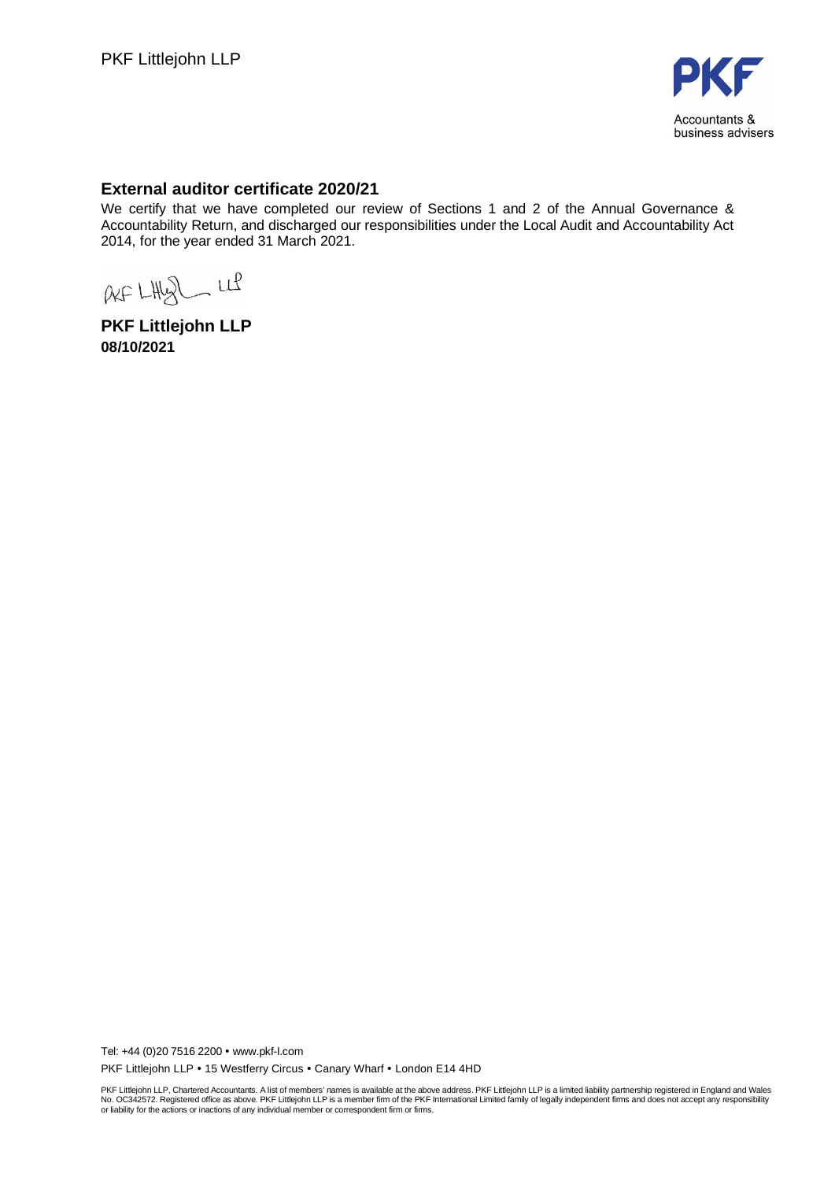PKF Littlejohn LLP

PKF
Accountants & business advisers

## External auditor certificate 2020/21

We certify that we have completed our review of Sections 1 and 2 of the Annual Governance & Accountability Return, and discharged our responsibilities under the Local Audit and Accountability Act 2014, for the year ended 31 March 2021.

PKF Littlejohn LLP

**PKF Littlejohn LLP**
**08/10/2021**

Tel: +44 (0)20 7516 2200 • www.pkf-l.com

PKF Littlejohn LLP • 15 Westferry Circus • Canary Wharf • London E14 4HD

PKF Littlejohn LLP, Chartered Accountants. A list of members' names is available at the above address. PKF Littlejohn LLP is a limited liability partnership registered in England and Wales No. OC342572. Registered office as above. PKF Littlejohn LLP is a member firm of the PKF International Limited family of legally independent firms and does not accept any responsibility or liability for the actions or inactions of any individual member or correspondent firm or firms.